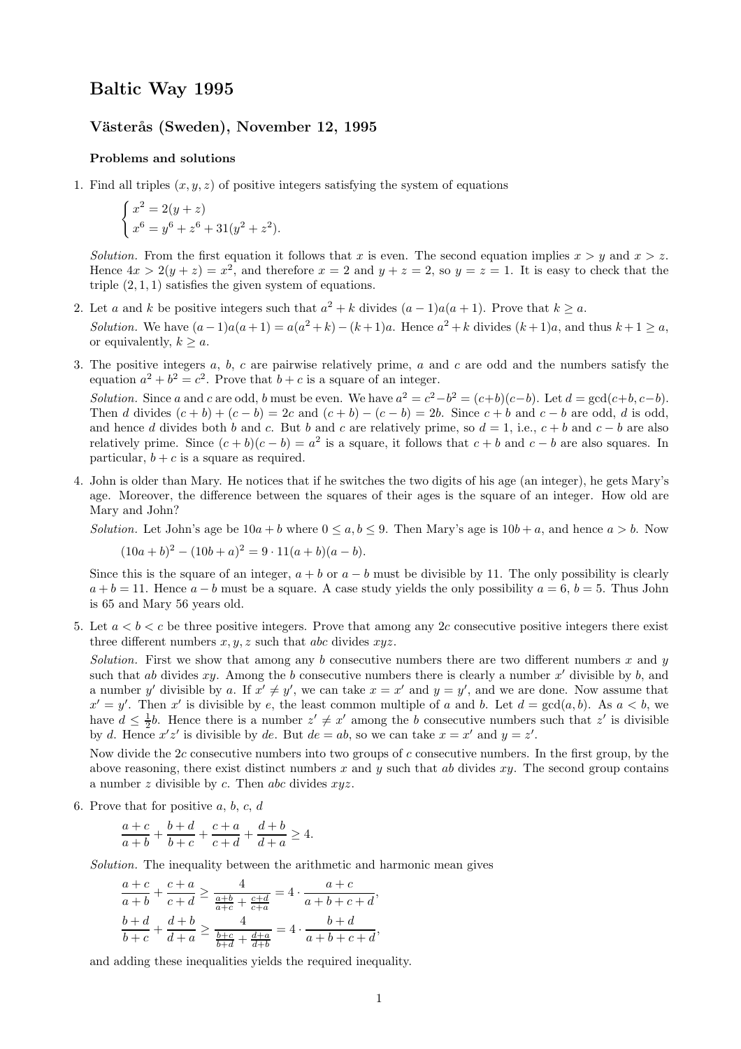# Baltic Way 1995

## Västerås (Sweden), November 12, 1995

### Problems and solutions

1. Find all triples $(x, y, z)$ of positive integers satisfying the system of equations

$$\begin{cases} x^2 = 2(y+z) \\ x^6 = y^6 + z^6 + 31(y^2 + z^2). \end{cases}$$

*Solution.* From the first equation it follows that $x$ is even. The second equation implies $x > y$ and $x > z$. Hence $4x > 2(y+z) = x^2$, and therefore $x = 2$ and $y + z = 2$, so $y = z = 1$. It is easy to check that the triple $(2, 1, 1)$ satisfies the given system of equations.

2. Let $a$ and $k$ be positive integers such that $a^2 + k$ divides $(a-1)a(a+1)$. Prove that $k \geq a$.

*Solution.* We have $(a-1)a(a+1) = a(a^2+k) - (k+1)a$. Hence $a^2 + k$ divides $(k+1)a$, and thus $k + 1 \geq a$, or equivalently, $k \geq a$.

3. The positive integers $a$, $b$, $c$ are pairwise relatively prime, $a$ and $c$ are odd and the numbers satisfy the equation $a^2 + b^2 = c^2$. Prove that $b + c$ is a square of an integer.

*Solution.* Since $a$ and $c$ are odd, $b$ must be even. We have $a^2 = c^2 - b^2 = (c+b)(c-b)$. Let $d = \gcd(c+b, c-b)$. Then $d$ divides $(c+b) + (c-b) = 2c$ and $(c+b) - (c-b) = 2b$. Since $c + b$ and $c - b$ are odd, $d$ is odd, and hence $d$ divides both $b$ and $c$. But $b$ and $c$ are relatively prime, so $d = 1$, i.e., $c + b$ and $c - b$ are also relatively prime. Since $(c+b)(c-b) = a^2$ is a square, it follows that $c + b$ and $c - b$ are also squares. In particular, $b + c$ is a square as required.

4. John is older than Mary. He notices that if he switches the two digits of his age (an integer), he gets Mary's age. Moreover, the difference between the squares of their ages is the square of an integer. How old are Mary and John?

*Solution.* Let John's age be $10a + b$ where $0 \leq a, b \leq 9$. Then Mary's age is $10b + a$, and hence $a > b$. Now

$$(10a+b)^2 - (10b+a)^2 = 9 \cdot 11(a+b)(a-b).$$

Since this is the square of an integer, $a + b$ or $a - b$ must be divisible by 11. The only possibility is clearly $a + b = 11$. Hence $a - b$ must be a square. A case study yields the only possibility $a = 6$, $b = 5$. Thus John is 65 and Mary 56 years old.

5. Let $a < b < c$ be three positive integers. Prove that among any $2c$ consecutive positive integers there exist three different numbers $x, y, z$ such that $abc$ divides $xyz$.

*Solution.* First we show that among any $b$ consecutive numbers there are two different numbers $x$ and $y$ such that $ab$ divides $xy$. Among the $b$ consecutive numbers there is clearly a number $x'$ divisible by $b$, and a number $y'$ divisible by $a$. If $x' \neq y'$, we can take $x = x'$ and $y = y'$, and we are done. Now assume that $x' = y'$. Then $x'$ is divisible by $e$, the least common multiple of $a$ and $b$. Let $d = \gcd(a, b)$. As $a < b$, we have $d \leq \frac{1}{2}b$. Hence there is a number $z' \neq x'$ among the $b$ consecutive numbers such that $z'$ is divisible by $d$. Hence $x'z'$ is divisible by $de$. But $de = ab$, so we can take $x = x'$ and $y = z'$.

Now divide the $2c$ consecutive numbers into two groups of $c$ consecutive numbers. In the first group, by the above reasoning, there exist distinct numbers $x$ and $y$ such that $ab$ divides $xy$. The second group contains a number $z$ divisible by $c$. Then $abc$ divides $xyz$.

6. Prove that for positive $a$, $b$, $c$, $d$

$$\frac{a+c}{a+b} + \frac{b+d}{b+c} + \frac{c+a}{c+d} + \frac{d+b}{d+a} \geq 4.$$

*Solution.* The inequality between the arithmetic and harmonic mean gives

$$\frac{a+c}{a+b} + \frac{c+a}{c+d} \geq \frac{4}{\frac{a+b}{a+c} + \frac{c+d}{c+a}} = 4 \cdot \frac{a+c}{a+b+c+d},$$

$$\frac{b+d}{b+c} + \frac{d+b}{d+a} \geq \frac{4}{\frac{b+c}{b+d} + \frac{d+a}{d+b}} = 4 \cdot \frac{b+d}{a+b+c+d},$$

and adding these inequalities yields the required inequality.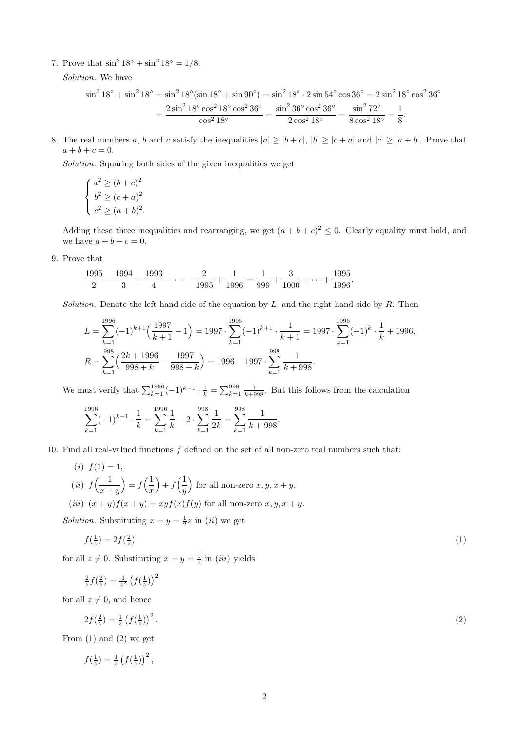7. Prove that $\sin^3 18^\circ + \sin^2 18^\circ = 1/8$.

   *Solution.* We have

$$\sin^3 18^\circ + \sin^2 18^\circ = \sin^2 18^\circ(\sin 18^\circ + \sin 90^\circ) = \sin^2 18^\circ \cdot 2\sin 54^\circ \cos 36^\circ = 2\sin^2 18^\circ \cos^2 36^\circ$$
$$= \frac{2\sin^2 18^\circ \cos^2 18^\circ \cos^2 36^\circ}{\cos^2 18^\circ} = \frac{\sin^2 36^\circ \cos^2 36^\circ}{2\cos^2 18^\circ} = \frac{\sin^2 72^\circ}{8\cos^2 18^\circ} = \frac{1}{8}.$$

8. The real numbers $a$, $b$ and $c$ satisfy the inequalities $|a| \geq |b+c|$, $|b| \geq |c+a|$ and $|c| \geq |a+b|$. Prove that $a+b+c=0$.

   *Solution.* Squaring both sides of the given inequalities we get

$$\begin{cases} a^2 \geq (b+c)^2 \\ b^2 \geq (c+a)^2 \\ c^2 \geq (a+b)^2. \end{cases}$$

   Adding these three inequalities and rearranging, we get $(a+b+c)^2 \leq 0$. Clearly equality must hold, and we have $a+b+c=0$.

9. Prove that

$$\frac{1995}{2} - \frac{1994}{3} + \frac{1993}{4} - \cdots - \frac{2}{1995} + \frac{1}{1996} = \frac{1}{999} + \frac{3}{1000} + \cdots + \frac{1995}{1996}.$$

   *Solution.* Denote the left-hand side of the equation by $L$, and the right-hand side by $R$. Then

$$L = \sum_{k=1}^{1996}(-1)^{k+1}\Big(\frac{1997}{k+1} - 1\Big) = 1997 \cdot \sum_{k=1}^{1996}(-1)^{k+1} \cdot \frac{1}{k+1} = 1997 \cdot \sum_{k=1}^{1996}(-1)^{k} \cdot \frac{1}{k} + 1996,$$
$$R = \sum_{k=1}^{998}\Big(\frac{2k+1996}{998+k} - \frac{1997}{998+k}\Big) = 1996 - 1997 \cdot \sum_{k=1}^{998}\frac{1}{k+998}.$$

   We must verify that $\sum_{k=1}^{1996}(-1)^{k-1} \cdot \frac{1}{k} = \sum_{k=1}^{998}\frac{1}{k+998}$. But this follows from the calculation

$$\sum_{k=1}^{1996}(-1)^{k-1} \cdot \frac{1}{k} = \sum_{k=1}^{1996}\frac{1}{k} - 2 \cdot \sum_{k=1}^{998}\frac{1}{2k} = \sum_{k=1}^{998}\frac{1}{k+998}.$$

10. Find all real-valued functions $f$ defined on the set of all non-zero real numbers such that:

    (*i*) $f(1) = 1$,

    (*ii*) $f\Big(\frac{1}{x+y}\Big) = f\Big(\frac{1}{x}\Big) + f\Big(\frac{1}{y}\Big)$ for all non-zero $x, y, x+y$,

    (*iii*) $(x+y)f(x+y) = xyf(x)f(y)$ for all non-zero $x, y, x+y$.

    *Solution.* Substituting $x = y = \frac{1}{2}z$ in (*ii*) we get

$$f(\tfrac{1}{z}) = 2f(\tfrac{2}{z}) \tag{1}$$

    for all $z \neq 0$. Substituting $x = y = \frac{1}{z}$ in (*iii*) yields

$$\tfrac{2}{z}f(\tfrac{2}{z}) = \tfrac{1}{z^2}\left(f(\tfrac{1}{z})\right)^2$$

    for all $z \neq 0$, and hence

$$2f(\tfrac{2}{z}) = \tfrac{1}{z}\left(f(\tfrac{1}{z})\right)^2. \tag{2}$$

    From (1) and (2) we get

$$f(\tfrac{1}{z}) = \tfrac{1}{z}\left(f(\tfrac{1}{z})\right)^2,$$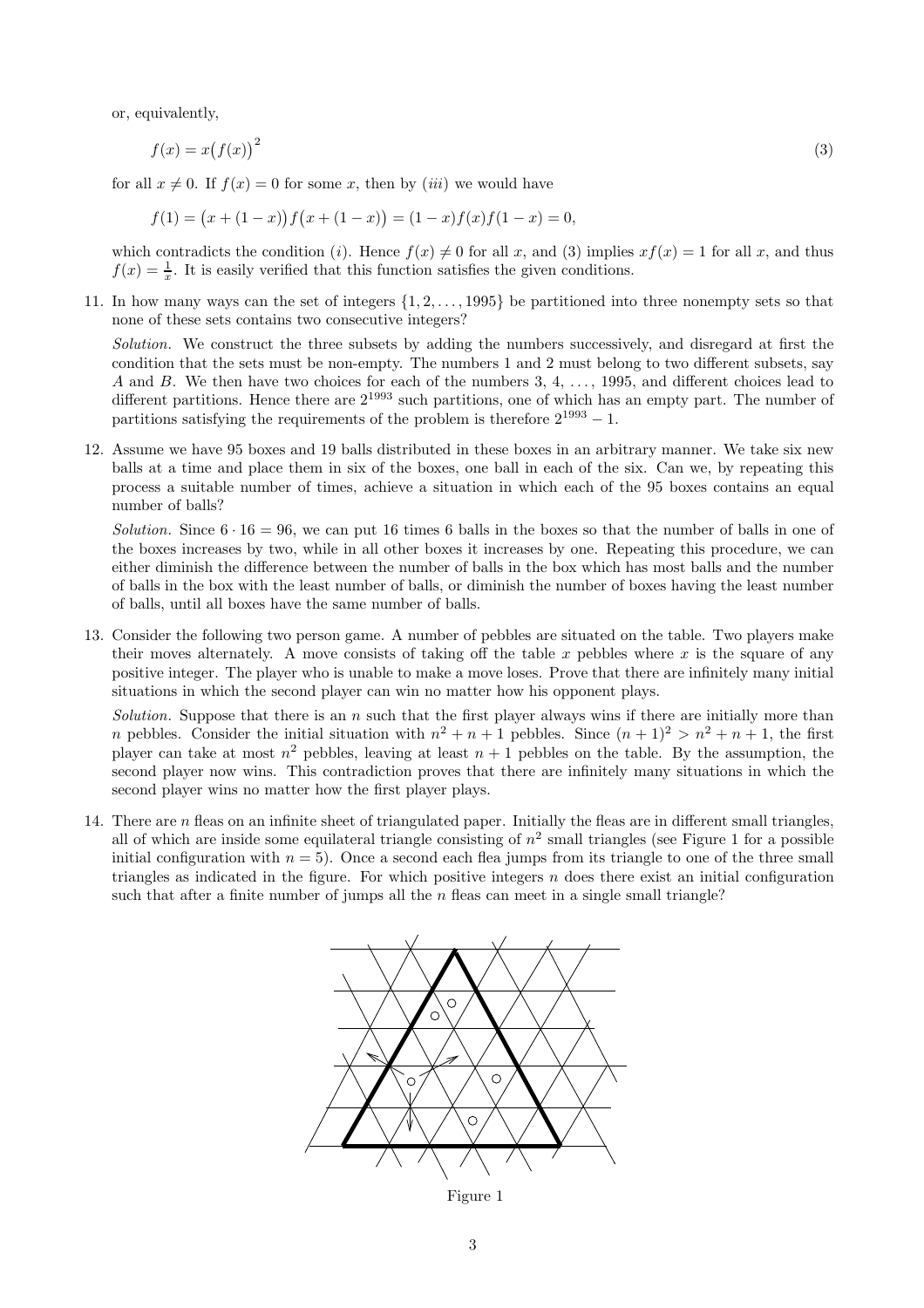or, equivalently,

$$f(x) = x\big(f(x)\big)^2 \tag{3}$$

for all $x \neq 0$. If $f(x) = 0$ for some $x$, then by $(iii)$ we would have

$$f(1) = \big(x + (1-x)\big)f\big(x + (1-x)\big) = (1-x)f(x)f(1-x) = 0,$$

which contradicts the condition $(i)$. Hence $f(x) \neq 0$ for all $x$, and (3) implies $xf(x) = 1$ for all $x$, and thus $f(x) = \frac{1}{x}$. It is easily verified that this function satisfies the given conditions.

11. In how many ways can the set of integers $\{1, 2, \ldots, 1995\}$ be partitioned into three nonempty sets so that none of these sets contains two consecutive integers?

    *Solution.* We construct the three subsets by adding the numbers successively, and disregard at first the condition that the sets must be non-empty. The numbers 1 and 2 must belong to two different subsets, say $A$ and $B$. We then have two choices for each of the numbers 3, 4, $\ldots$, 1995, and different choices lead to different partitions. Hence there are $2^{1993}$ such partitions, one of which has an empty part. The number of partitions satisfying the requirements of the problem is therefore $2^{1993} - 1$.

12. Assume we have 95 boxes and 19 balls distributed in these boxes in an arbitrary manner. We take six new balls at a time and place them in six of the boxes, one ball in each of the six. Can we, by repeating this process a suitable number of times, achieve a situation in which each of the 95 boxes contains an equal number of balls?

    *Solution.* Since $6 \cdot 16 = 96$, we can put 16 times 6 balls in the boxes so that the number of balls in one of the boxes increases by two, while in all other boxes it increases by one. Repeating this procedure, we can either diminish the difference between the number of balls in the box which has most balls and the number of balls in the box with the least number of balls, or diminish the number of boxes having the least number of balls, until all boxes have the same number of balls.

13. Consider the following two person game. A number of pebbles are situated on the table. Two players make their moves alternately. A move consists of taking off the table $x$ pebbles where $x$ is the square of any positive integer. The player who is unable to make a move loses. Prove that there are infinitely many initial situations in which the second player can win no matter how his opponent plays.

    *Solution.* Suppose that there is an $n$ such that the first player always wins if there are initially more than $n$ pebbles. Consider the initial situation with $n^2 + n + 1$ pebbles. Since $(n+1)^2 > n^2 + n + 1$, the first player can take at most $n^2$ pebbles, leaving at least $n + 1$ pebbles on the table. By the assumption, the second player now wins. This contradiction proves that there are infinitely many situations in which the second player wins no matter how the first player plays.

14. There are $n$ fleas on an infinite sheet of triangulated paper. Initially the fleas are in different small triangles, all of which are inside some equilateral triangle consisting of $n^2$ small triangles (see Figure 1 for a possible initial configuration with $n = 5$). Once a second each flea jumps from its triangle to one of the three small triangles as indicated in the figure. For which positive integers $n$ does there exist an initial configuration such that after a finite number of jumps all the $n$ fleas can meet in a single small triangle?

Figure 1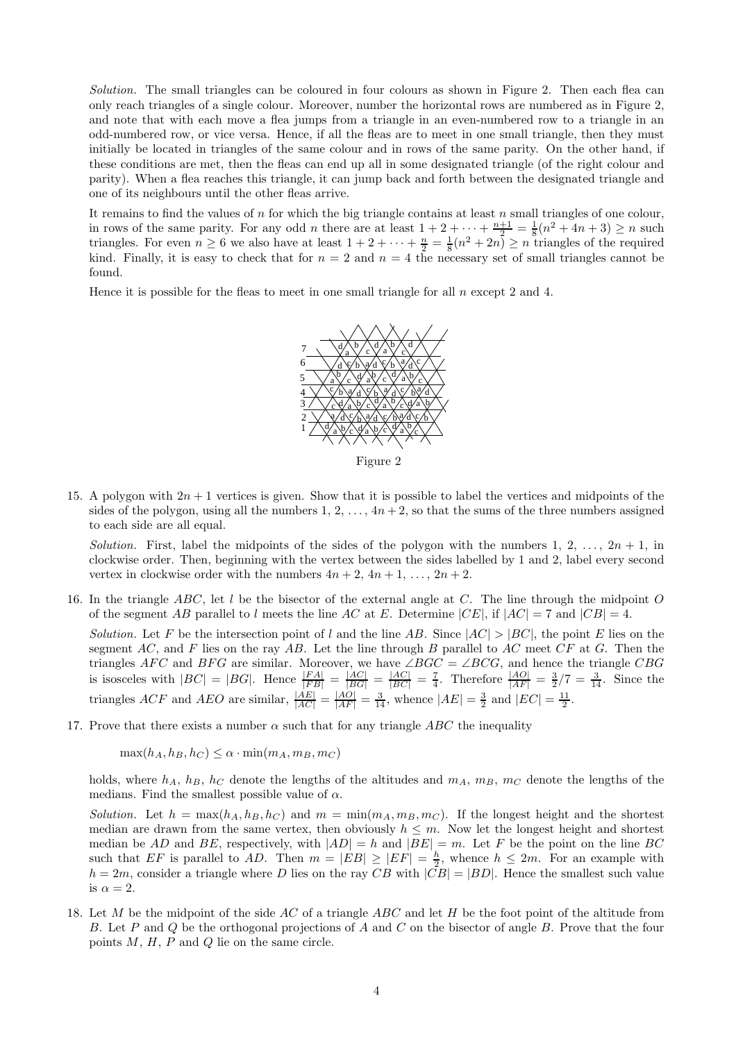*Solution.* The small triangles can be coloured in four colours as shown in Figure 2. Then each flea can only reach triangles of a single colour. Moreover, number the horizontal rows are numbered as in Figure 2, and note that with each move a flea jumps from a triangle in an even-numbered row to a triangle in an odd-numbered row, or vice versa. Hence, if all the fleas are to meet in one small triangle, then they must initially be located in triangles of the same colour and in rows of the same parity. On the other hand, if these conditions are met, then the fleas can end up all in some designated triangle (of the right colour and parity). When a flea reaches this triangle, it can jump back and forth between the designated triangle and one of its neighbours until the other fleas arrive.

It remains to find the values of $n$ for which the big triangle contains at least $n$ small triangles of one colour, in rows of the same parity. For any odd $n$ there are at least $1 + 2 + \cdots + \frac{n+1}{2} = \frac{1}{8}(n^2 + 4n + 3) \geq n$ such triangles. For even $n \geq 6$ we also have at least $1 + 2 + \cdots + \frac{n}{2} = \frac{1}{8}(n^2 + 2n) \geq n$ triangles of the required kind. Finally, it is easy to check that for $n = 2$ and $n = 4$ the necessary set of small triangles cannot be found.

Hence it is possible for the fleas to meet in one small triangle for all $n$ except 2 and 4.

Figure 2

15. A polygon with $2n + 1$ vertices is given. Show that it is possible to label the vertices and midpoints of the sides of the polygon, using all the numbers $1, 2, \ldots, 4n + 2$, so that the sums of the three numbers assigned to each side are all equal.

    *Solution.* First, label the midpoints of the sides of the polygon with the numbers $1, 2, \ldots, 2n + 1$, in clockwise order. Then, beginning with the vertex between the sides labelled by 1 and 2, label every second vertex in clockwise order with the numbers $4n + 2, 4n + 1, \ldots, 2n + 2$.

16. In the triangle $ABC$, let $l$ be the bisector of the external angle at $C$. The line through the midpoint $O$ of the segment $AB$ parallel to $l$ meets the line $AC$ at $E$. Determine $|CE|$, if $|AC| = 7$ and $|CB| = 4$.

    *Solution.* Let $F$ be the intersection point of $l$ and the line $AB$. Since $|AC| > |BC|$, the point $E$ lies on the segment $AC$, and $F$ lies on the ray $AB$. Let the line through $B$ parallel to $AC$ meet $CF$ at $G$. Then the triangles $AFC$ and $BFG$ are similar. Moreover, we have $\angle BGC = \angle BCG$, and hence the triangle $CBG$ is isosceles with $|BC| = |BG|$. Hence $\frac{|FA|}{|FB|} = \frac{|AC|}{|BG|} = \frac{|AC|}{|BC|} = \frac{7}{4}$. Therefore $\frac{|AO|}{|AF|} = \frac{3}{2}/7 = \frac{3}{14}$. Since the triangles $ACF$ and $AEO$ are similar, $\frac{|AE|}{|AC|} = \frac{|AO|}{|AF|} = \frac{3}{14}$, whence $|AE| = \frac{3}{2}$ and $|EC| = \frac{11}{2}$.

17. Prove that there exists a number $\alpha$ such that for any triangle $ABC$ the inequality

    $$\max(h_A, h_B, h_C) \leq \alpha \cdot \min(m_A, m_B, m_C)$$

    holds, where $h_A$, $h_B$, $h_C$ denote the lengths of the altitudes and $m_A$, $m_B$, $m_C$ denote the lengths of the medians. Find the smallest possible value of $\alpha$.

    *Solution.* Let $h = \max(h_A, h_B, h_C)$ and $m = \min(m_A, m_B, m_C)$. If the longest height and the shortest median are drawn from the same vertex, then obviously $h \leq m$. Now let the longest height and shortest median be $AD$ and $BE$, respectively, with $|AD| = h$ and $|BE| = m$. Let $F$ be the point on the line $BC$ such that $EF$ is parallel to $AD$. Then $m = |EB| \geq |EF| = \frac{h}{2}$, whence $h \leq 2m$. For an example with $h = 2m$, consider a triangle where $D$ lies on the ray $CB$ with $|CB| = |BD|$. Hence the smallest such value is $\alpha = 2$.

18. Let $M$ be the midpoint of the side $AC$ of a triangle $ABC$ and let $H$ be the foot point of the altitude from $B$. Let $P$ and $Q$ be the orthogonal projections of $A$ and $C$ on the bisector of angle $B$. Prove that the four points $M$, $H$, $P$ and $Q$ lie on the same circle.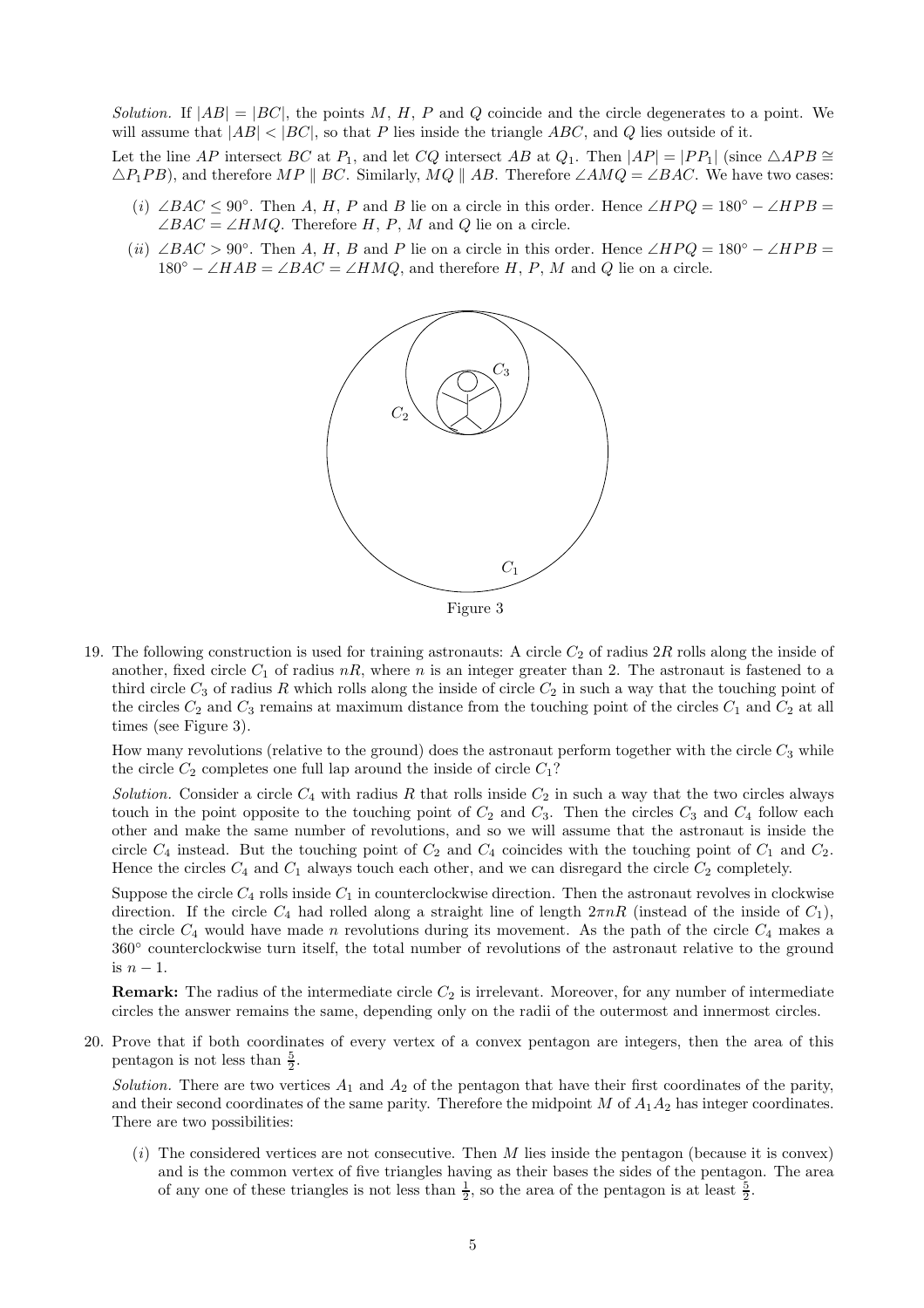*Solution.* If $|AB| = |BC|$, the points $M$, $H$, $P$ and $Q$ coincide and the circle degenerates to a point. We will assume that $|AB| < |BC|$, so that $P$ lies inside the triangle $ABC$, and $Q$ lies outside of it.

Let the line $AP$ intersect $BC$ at $P_1$, and let $CQ$ intersect $AB$ at $Q_1$. Then $|AP| = |PP_1|$ (since $\triangle APB \cong \triangle P_1PB$), and therefore $MP \parallel BC$. Similarly, $MQ \parallel AB$. Therefore $\angle AMQ = \angle BAC$. We have two cases:

(*i*) $\angle BAC \leq 90°$. Then $A$, $H$, $P$ and $B$ lie on a circle in this order. Hence $\angle HPQ = 180° - \angle HPB = \angle BAC = \angle HMQ$. Therefore $H$, $P$, $M$ and $Q$ lie on a circle.

(*ii*) $\angle BAC > 90°$. Then $A$, $H$, $B$ and $P$ lie on a circle in this order. Hence $\angle HPQ = 180° - \angle HPB = 180° - \angle HAB = \angle BAC = \angle HMQ$, and therefore $H$, $P$, $M$ and $Q$ lie on a circle.

Figure 3

19. The following construction is used for training astronauts: A circle $C_2$ of radius $2R$ rolls along the inside of another, fixed circle $C_1$ of radius $nR$, where $n$ is an integer greater than 2. The astronaut is fastened to a third circle $C_3$ of radius $R$ which rolls along the inside of circle $C_2$ in such a way that the touching point of the circles $C_2$ and $C_3$ remains at maximum distance from the touching point of the circles $C_1$ and $C_2$ at all times (see Figure 3).

    How many revolutions (relative to the ground) does the astronaut perform together with the circle $C_3$ while the circle $C_2$ completes one full lap around the inside of circle $C_1$?

    *Solution.* Consider a circle $C_4$ with radius $R$ that rolls inside $C_2$ in such a way that the two circles always touch in the point opposite to the touching point of $C_2$ and $C_3$. Then the circles $C_3$ and $C_4$ follow each other and make the same number of revolutions, and so we will assume that the astronaut is inside the circle $C_4$ instead. But the touching point of $C_2$ and $C_4$ coincides with the touching point of $C_1$ and $C_2$. Hence the circles $C_4$ and $C_1$ always touch each other, and we can disregard the circle $C_2$ completely.

    Suppose the circle $C_4$ rolls inside $C_1$ in counterclockwise direction. Then the astronaut revolves in clockwise direction. If the circle $C_4$ had rolled along a straight line of length $2\pi nR$ (instead of the inside of $C_1$), the circle $C_4$ would have made $n$ revolutions during its movement. As the path of the circle $C_4$ makes a $360°$ counterclockwise turn itself, the total number of revolutions of the astronaut relative to the ground is $n - 1$.

    **Remark:** The radius of the intermediate circle $C_2$ is irrelevant. Moreover, for any number of intermediate circles the answer remains the same, depending only on the radii of the outermost and innermost circles.

20. Prove that if both coordinates of every vertex of a convex pentagon are integers, then the area of this pentagon is not less than $\frac{5}{2}$.

    *Solution.* There are two vertices $A_1$ and $A_2$ of the pentagon that have their first coordinates of the parity, and their second coordinates of the same parity. Therefore the midpoint $M$ of $A_1A_2$ has integer coordinates. There are two possibilities:

    (*i*) The considered vertices are not consecutive. Then $M$ lies inside the pentagon (because it is convex) and is the common vertex of five triangles having as their bases the sides of the pentagon. The area of any one of these triangles is not less than $\frac{1}{2}$, so the area of the pentagon is at least $\frac{5}{2}$.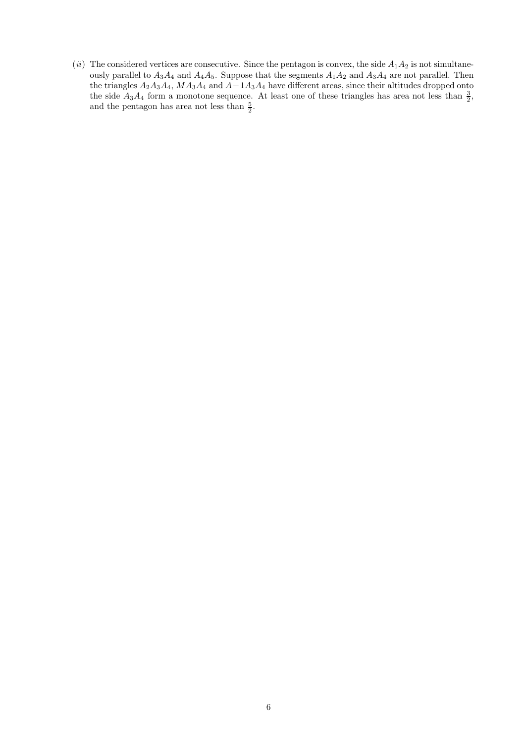$(ii)$ The considered vertices are consecutive. Since the pentagon is convex, the side $A_1A_2$ is not simultaneously parallel to $A_3A_4$ and $A_4A_5$. Suppose that the segments $A_1A_2$ and $A_3A_4$ are not parallel. Then the triangles $A_2A_3A_4$, $MA_3A_4$ and $A-1A_3A_4$ have different areas, since their altitudes dropped onto the side $A_3A_4$ form a monotone sequence. At least one of these triangles has area not less than $\frac{3}{2}$, and the pentagon has area not less than $\frac{5}{2}$.